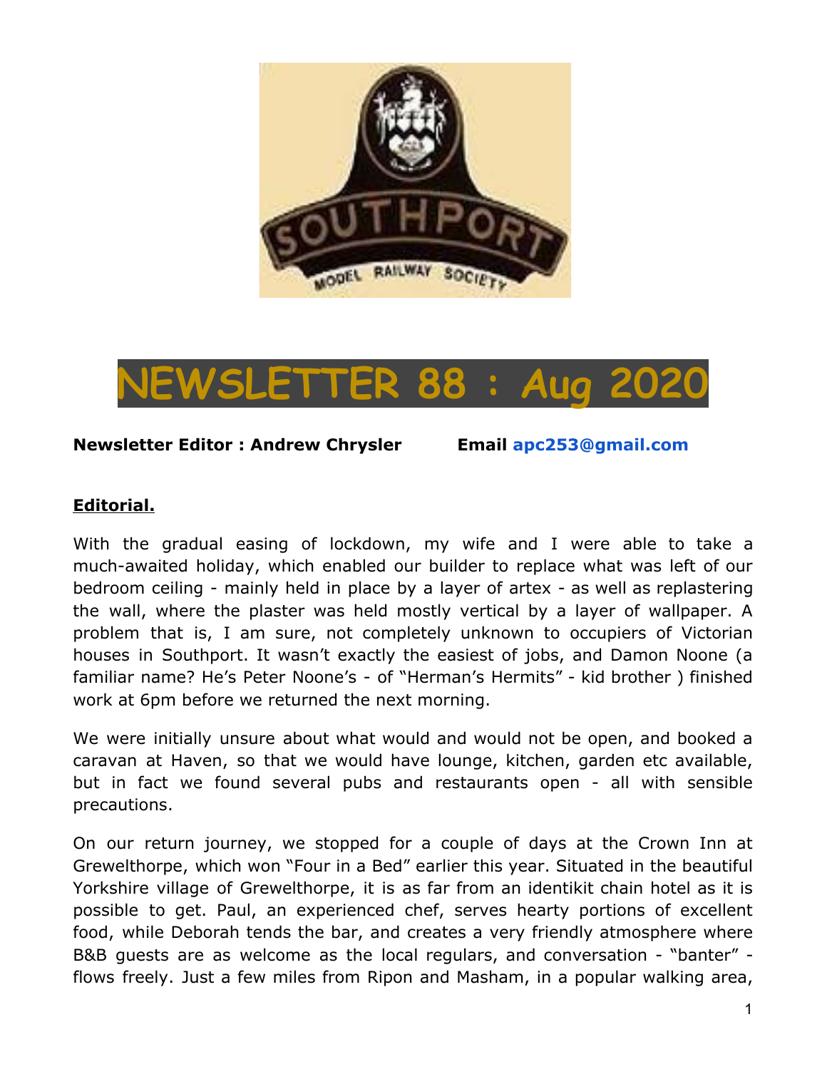# NEWSLETTER 88 : Aug 2020

**Newsletter Editor : Andrew Chrysler         Email apc253@gmail.com**

**Editorial.**

With the gradual easing of lockdown, my wife and I were able to take a much-awaited holiday, which enabled our builder to replace what was left of our bedroom ceiling - mainly held in place by a layer of artex - as well as replastering the wall, where the plaster was held mostly vertical by a layer of wallpaper. A problem that is, I am sure, not completely unknown to occupiers of Victorian houses in Southport. It wasn't exactly the easiest of jobs, and Damon Noone (a familiar name? He's Peter Noone's - of "Herman's Hermits" - kid brother ) finished work at 6pm before we returned the next morning.

We were initially unsure about what would and would not be open, and booked a caravan at Haven, so that we would have lounge, kitchen, garden etc available, but in fact we found several pubs and restaurants open - all with sensible precautions.

On our return journey, we stopped for a couple of days at the Crown Inn at Grewelthorpe, which won "Four in a Bed" earlier this year. Situated in the beautiful Yorkshire village of Grewelthorpe, it is as far from an identikit chain hotel as it is possible to get. Paul, an experienced chef, serves hearty portions of excellent food, while Deborah tends the bar, and creates a very friendly atmosphere where B&B guests are as welcome as the local regulars, and conversation - "banter" - flows freely. Just a few miles from Ripon and Masham, in a popular walking area,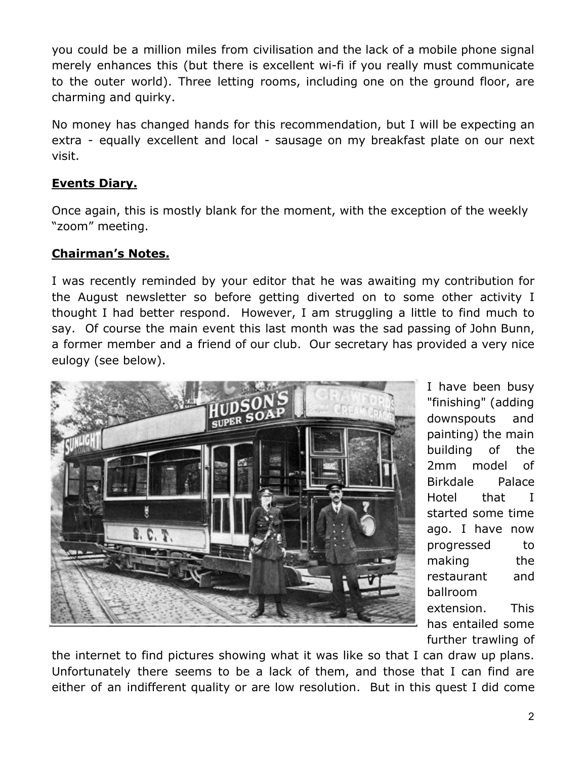you could be a million miles from civilisation and the lack of a mobile phone signal merely enhances this (but there is excellent wi-fi if you really must communicate to the outer world). Three letting rooms, including one on the ground floor, are charming and quirky.

No money has changed hands for this recommendation, but I will be expecting an extra - equally excellent and local - sausage on my breakfast plate on our next visit.

**Events Diary.**

Once again, this is mostly blank for the moment, with the exception of the weekly "zoom" meeting.

**Chairman's Notes.**

I was recently reminded by your editor that he was awaiting my contribution for the August newsletter so before getting diverted on to some other activity I thought I had better respond. However, I am struggling a little to find much to say. Of course the main event this last month was the sad passing of John Bunn, a former member and a friend of our club. Our secretary has provided a very nice eulogy (see below).

I have been busy "finishing" (adding downspouts and painting) the main building of the 2mm model of Birkdale Palace Hotel that I started some time ago. I have now progressed to making the restaurant and ballroom extension. This has entailed some further trawling of the internet to find pictures showing what it was like so that I can draw up plans. Unfortunately there seems to be a lack of them, and those that I can find are either of an indifferent quality or are low resolution. But in this quest I did come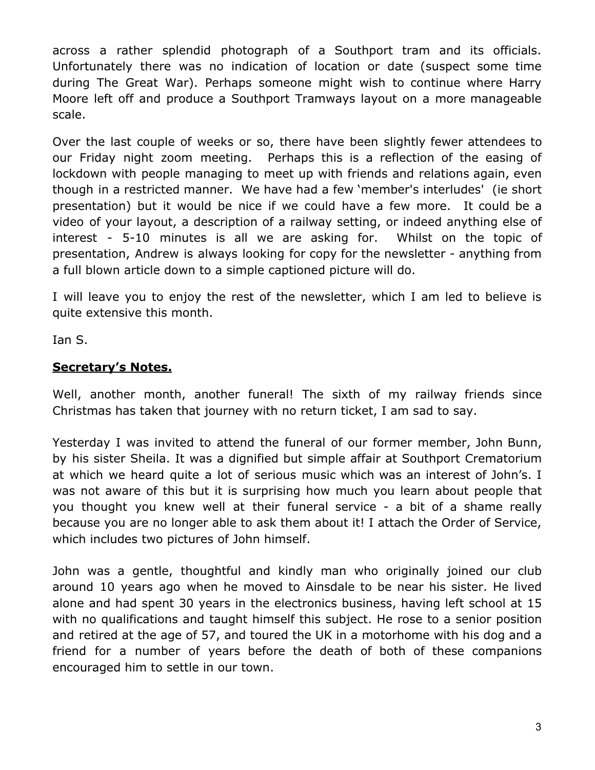across a rather splendid photograph of a Southport tram and its officials. Unfortunately there was no indication of location or date (suspect some time during The Great War). Perhaps someone might wish to continue where Harry Moore left off and produce a Southport Tramways layout on a more manageable scale.

Over the last couple of weeks or so, there have been slightly fewer attendees to our Friday night zoom meeting. Perhaps this is a reflection of the easing of lockdown with people managing to meet up with friends and relations again, even though in a restricted manner. We have had a few 'member's interludes' (ie short presentation) but it would be nice if we could have a few more. It could be a video of your layout, a description of a railway setting, or indeed anything else of interest - 5-10 minutes is all we are asking for. Whilst on the topic of presentation, Andrew is always looking for copy for the newsletter - anything from a full blown article down to a simple captioned picture will do.

I will leave you to enjoy the rest of the newsletter, which I am led to believe is quite extensive this month.

Ian S.

## **Secretary's Notes.**

Well, another month, another funeral! The sixth of my railway friends since Christmas has taken that journey with no return ticket, I am sad to say.

Yesterday I was invited to attend the funeral of our former member, John Bunn, by his sister Sheila. It was a dignified but simple affair at Southport Crematorium at which we heard quite a lot of serious music which was an interest of John's. I was not aware of this but it is surprising how much you learn about people that you thought you knew well at their funeral service - a bit of a shame really because you are no longer able to ask them about it! I attach the Order of Service, which includes two pictures of John himself.

John was a gentle, thoughtful and kindly man who originally joined our club around 10 years ago when he moved to Ainsdale to be near his sister. He lived alone and had spent 30 years in the electronics business, having left school at 15 with no qualifications and taught himself this subject. He rose to a senior position and retired at the age of 57, and toured the UK in a motorhome with his dog and a friend for a number of years before the death of both of these companions encouraged him to settle in our town.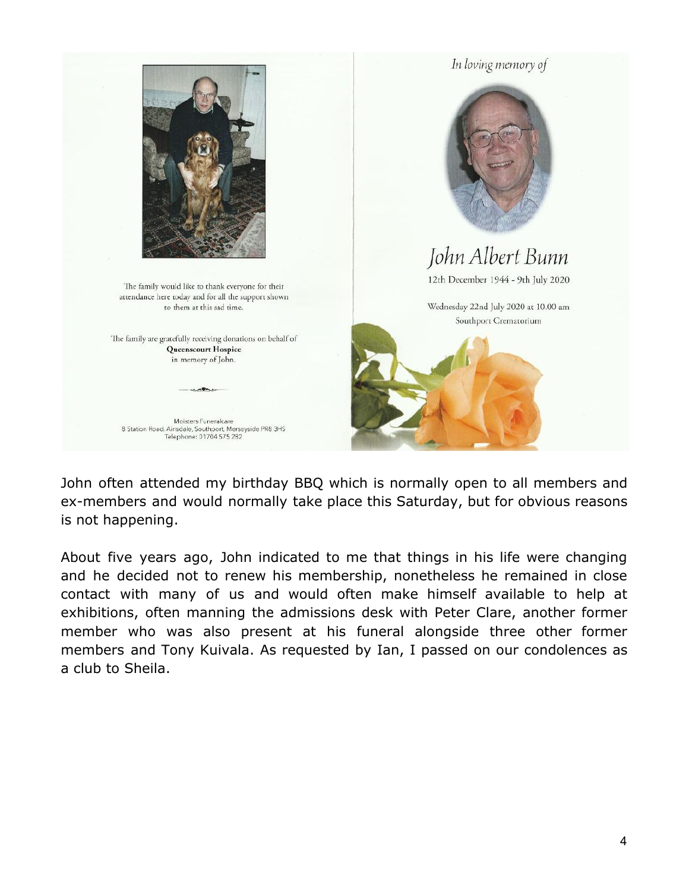The family would like to thank everyone for their attendance here today and for all the support shown to them at this sad time.

The family are gratefully receiving donations on behalf of **Queenscourt Hospice** in memory of John.

Moisters Funeralcare
8 Station Road, Ainsdale, Southport, Merseyside PR8 3HS
Telephone: 01704 575 282

*In loving memory of*

# John Albert Bunn

12th December 1944 - 9th July 2020

Wednesday 22nd July 2020 at 10.00 am
Southport Crematorium

John often attended my birthday BBQ which is normally open to all members and ex-members and would normally take place this Saturday, but for obvious reasons is not happening.

About five years ago, John indicated to me that things in his life were changing and he decided not to renew his membership, nonetheless he remained in close contact with many of us and would often make himself available to help at exhibitions, often manning the admissions desk with Peter Clare, another former member who was also present at his funeral alongside three other former members and Tony Kuivala. As requested by Ian, I passed on our condolences as a club to Sheila.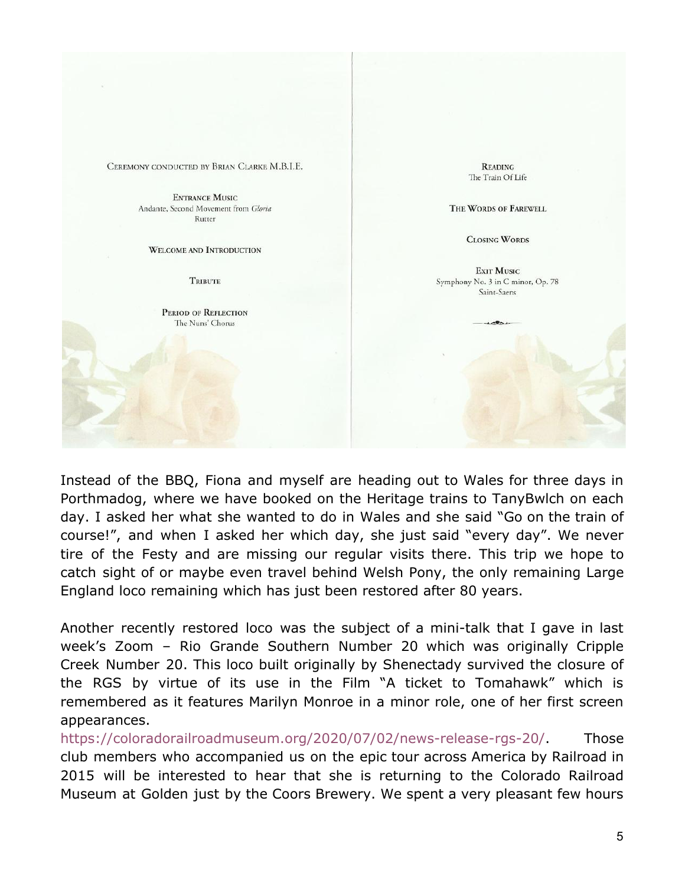CEREMONY CONDUCTED BY BRIAN CLARKE M.B.I.E.

ENTRANCE MUSIC
Andante, Second Movement from *Gloria*
Rutter

WELCOME AND INTRODUCTION

TRIBUTE

PERIOD OF REFLECTION
The Nuns' Chorus

READING
The Train Of Life

THE WORDS OF FAREWELL

CLOSING WORDS

EXIT MUSIC
Symphony No. 3 in C minor, Op. 78
Saint-Saens

Instead of the BBQ, Fiona and myself are heading out to Wales for three days in Porthmadog, where we have booked on the Heritage trains to TanyBwlch on each day. I asked her what she wanted to do in Wales and she said "Go on the train of course!", and when I asked her which day, she just said "every day". We never tire of the Festy and are missing our regular visits there. This trip we hope to catch sight of or maybe even travel behind Welsh Pony, the only remaining Large England loco remaining which has just been restored after 80 years.

Another recently restored loco was the subject of a mini-talk that I gave in last week's Zoom – Rio Grande Southern Number 20 which was originally Cripple Creek Number 20. This loco built originally by Shenectady survived the closure of the RGS by virtue of its use in the Film "A ticket to Tomahawk" which is remembered as it features Marilyn Monroe in a minor role, one of her first screen appearances.
https://coloradorailroadmuseum.org/2020/07/02/news-release-rgs-20/. Those club members who accompanied us on the epic tour across America by Railroad in 2015 will be interested to hear that she is returning to the Colorado Railroad Museum at Golden just by the Coors Brewery. We spent a very pleasant few hours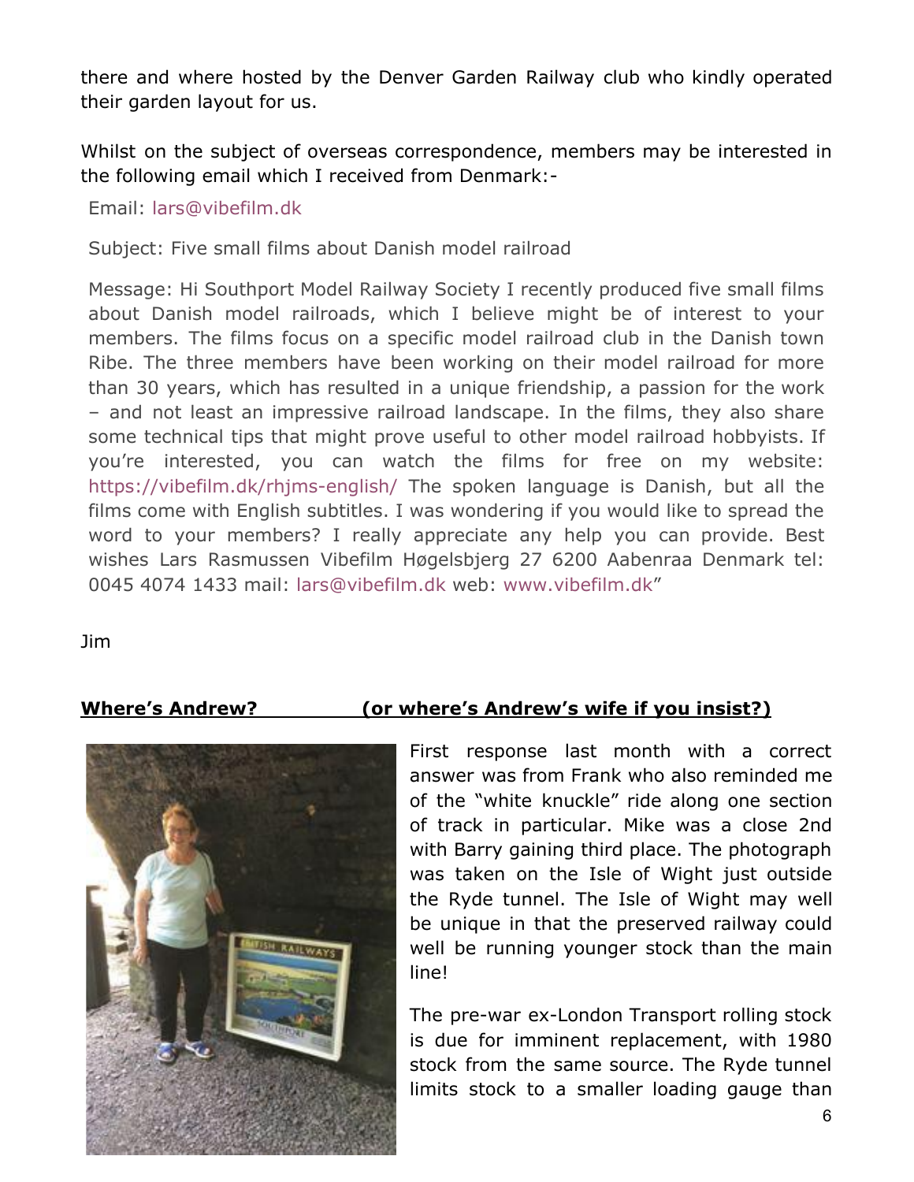there and where hosted by the Denver Garden Railway club who kindly operated their garden layout for us.

Whilst on the subject of overseas correspondence, members may be interested in the following email which I received from Denmark:-

Email: lars@vibefilm.dk

Subject: Five small films about Danish model railroad

Message: Hi Southport Model Railway Society I recently produced five small films about Danish model railroads, which I believe might be of interest to your members. The films focus on a specific model railroad club in the Danish town Ribe. The three members have been working on their model railroad for more than 30 years, which has resulted in a unique friendship, a passion for the work – and not least an impressive railroad landscape. In the films, they also share some technical tips that might prove useful to other model railroad hobbyists. If you're interested, you can watch the films for free on my website: https://vibefilm.dk/rhjms-english/ The spoken language is Danish, but all the films come with English subtitles. I was wondering if you would like to spread the word to your members? I really appreciate any help you can provide. Best wishes Lars Rasmussen Vibefilm Høgelsbjerg 27 6200 Aabenraa Denmark tel: 0045 4074 1433 mail: lars@vibefilm.dk web: www.vibefilm.dk"

Jim

## Where's Andrew? (or where's Andrew's wife if you insist?)

First response last month with a correct answer was from Frank who also reminded me of the "white knuckle" ride along one section of track in particular. Mike was a close 2nd with Barry gaining third place. The photograph was taken on the Isle of Wight just outside the Ryde tunnel. The Isle of Wight may well be unique in that the preserved railway could well be running younger stock than the main line!

The pre-war ex-London Transport rolling stock is due for imminent replacement, with 1980 stock from the same source. The Ryde tunnel limits stock to a smaller loading gauge than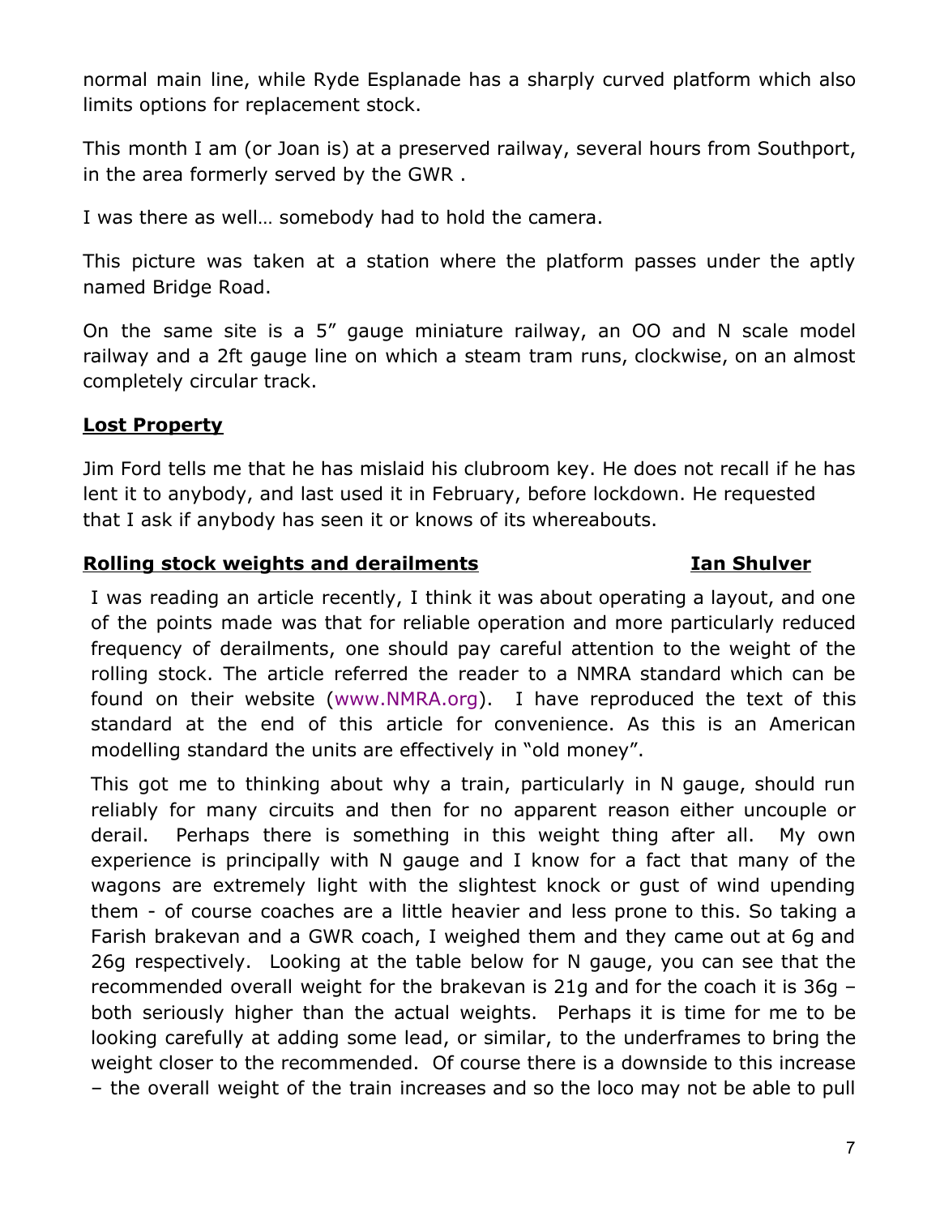normal main line, while Ryde Esplanade has a sharply curved platform which also limits options for replacement stock.

This month I am (or Joan is) at a preserved railway, several hours from Southport, in the area formerly served by the GWR .

I was there as well… somebody had to hold the camera.

This picture was taken at a station where the platform passes under the aptly named Bridge Road.

On the same site is a 5" gauge miniature railway, an OO and N scale model railway and a 2ft gauge line on which a steam tram runs, clockwise, on an almost completely circular track.

## Lost Property

Jim Ford tells me that he has mislaid his clubroom key. He does not recall if he has lent it to anybody, and last used it in February, before lockdown. He requested that I ask if anybody has seen it or knows of its whereabouts.

## Rolling stock weights and derailments — Ian Shulver

I was reading an article recently, I think it was about operating a layout, and one of the points made was that for reliable operation and more particularly reduced frequency of derailments, one should pay careful attention to the weight of the rolling stock. The article referred the reader to a NMRA standard which can be found on their website (www.NMRA.org). I have reproduced the text of this standard at the end of this article for convenience. As this is an American modelling standard the units are effectively in "old money".

This got me to thinking about why a train, particularly in N gauge, should run reliably for many circuits and then for no apparent reason either uncouple or derail. Perhaps there is something in this weight thing after all. My own experience is principally with N gauge and I know for a fact that many of the wagons are extremely light with the slightest knock or gust of wind upending them - of course coaches are a little heavier and less prone to this. So taking a Farish brakevan and a GWR coach, I weighed them and they came out at 6g and 26g respectively. Looking at the table below for N gauge, you can see that the recommended overall weight for the brakevan is 21g and for the coach it is 36g – both seriously higher than the actual weights. Perhaps it is time for me to be looking carefully at adding some lead, or similar, to the underframes to bring the weight closer to the recommended. Of course there is a downside to this increase – the overall weight of the train increases and so the loco may not be able to pull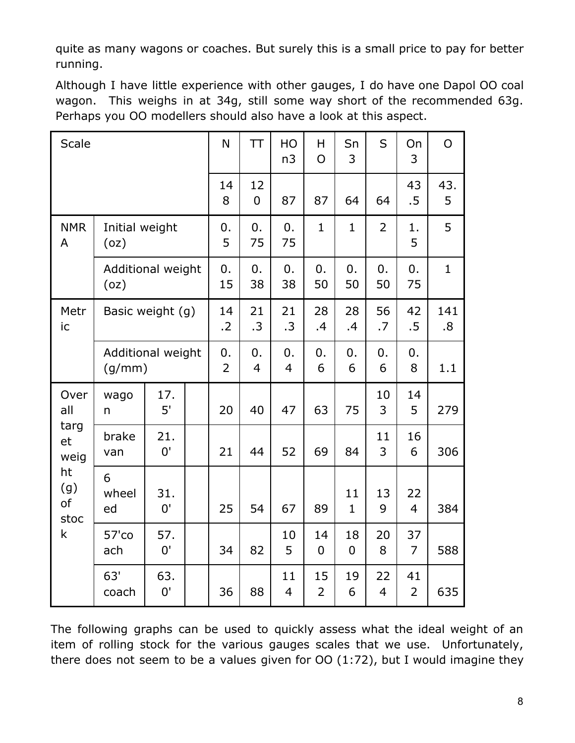quite as many wagons or coaches. But surely this is a small price to pay for better running.

Although I have little experience with other gauges, I do have one Dapol OO coal wagon. This weighs in at 34g, still some way short of the recommended 63g. Perhaps you OO modellers should also have a look at this aspect.

| Scale | | | | N | TT | HOn3 | HO | Sn3 | S | On3 | O |
|---|---|---|---|---|---|---|---|---|---|---|---|
| | | | | 148 | 120 | 87 | 87 | 64 | 64 | 43.5 | 43.5 |
| NMRA | Initial weight (oz) | | | 0.5 | 0.75 | 0.75 | 1 | 1 | 2 | 1.5 | 5 |
| | Additional weight (oz) | | | 0.15 | 0.38 | 0.38 | 0.50 | 0.50 | 0.50 | 0.75 | 1 |
| Metric | Basic weight (g) | | | 14.2 | 21.3 | 21.3 | 28.4 | 28.4 | 56.7 | 42.5 | 141.8 |
| | Additional weight (g/mm) | | | 0.2 | 0.4 | 0.4 | 0.6 | 0.6 | 0.6 | 0.8 | 1.1 |
| Overall target weight (g) of stock | wagon | 17.5' | | 20 | 40 | 47 | 63 | 75 | 103 | 145 | 279 |
| | brake van | 21.0' | | 21 | 44 | 52 | 69 | 84 | 113 | 166 | 306 |
| | 6 wheeled | 31.0' | | 25 | 54 | 67 | 89 | 111 | 139 | 224 | 384 |
| | 57'coach | 57.0' | | 34 | 82 | 105 | 140 | 180 | 208 | 377 | 588 |
| | 63' coach | 63.0' | | 36 | 88 | 114 | 152 | 196 | 224 | 412 | 635 |

The following graphs can be used to quickly assess what the ideal weight of an item of rolling stock for the various gauges scales that we use. Unfortunately, there does not seem to be a values given for OO (1:72), but I would imagine they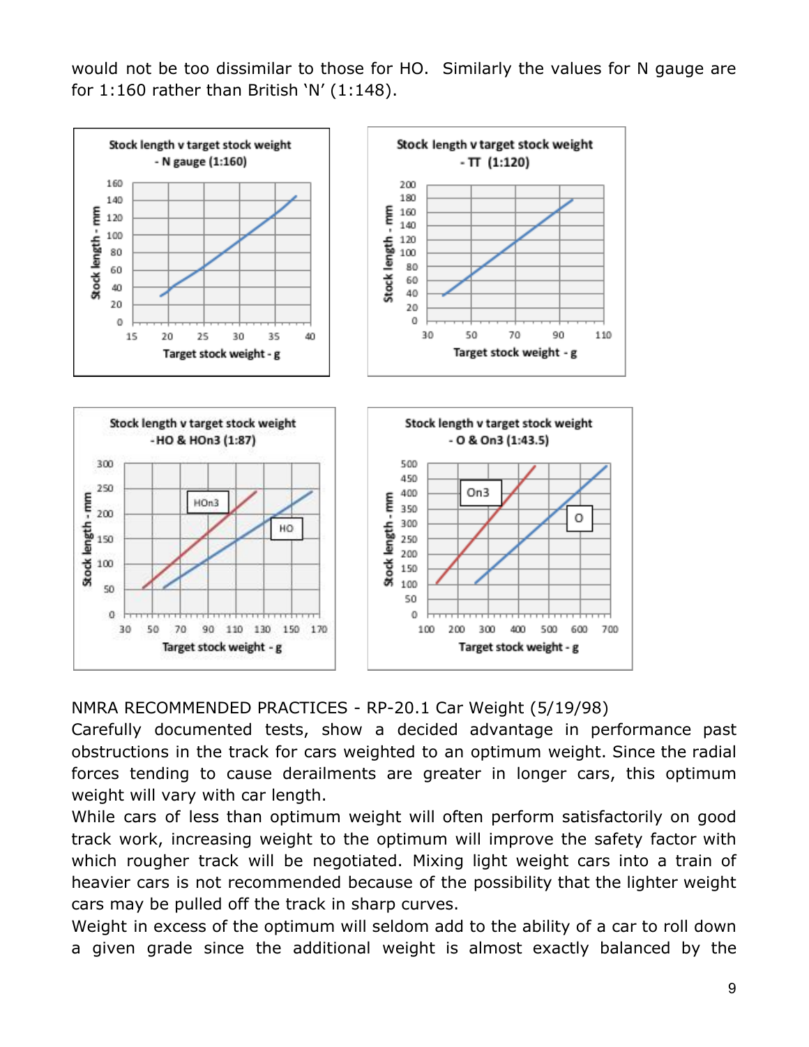would not be too dissimilar to those for HO. Similarly the values for N gauge are for 1:160 rather than British 'N' (1:148).

NMRA RECOMMENDED PRACTICES - RP-20.1 Car Weight (5/19/98)
Carefully documented tests, show a decided advantage in performance past obstructions in the track for cars weighted to an optimum weight. Since the radial forces tending to cause derailments are greater in longer cars, this optimum weight will vary with car length.
While cars of less than optimum weight will often perform satisfactorily on good track work, increasing weight to the optimum will improve the safety factor with which rougher track will be negotiated. Mixing light weight cars into a train of heavier cars is not recommended because of the possibility that the lighter weight cars may be pulled off the track in sharp curves.
Weight in excess of the optimum will seldom add to the ability of a car to roll down a given grade since the additional weight is almost exactly balanced by the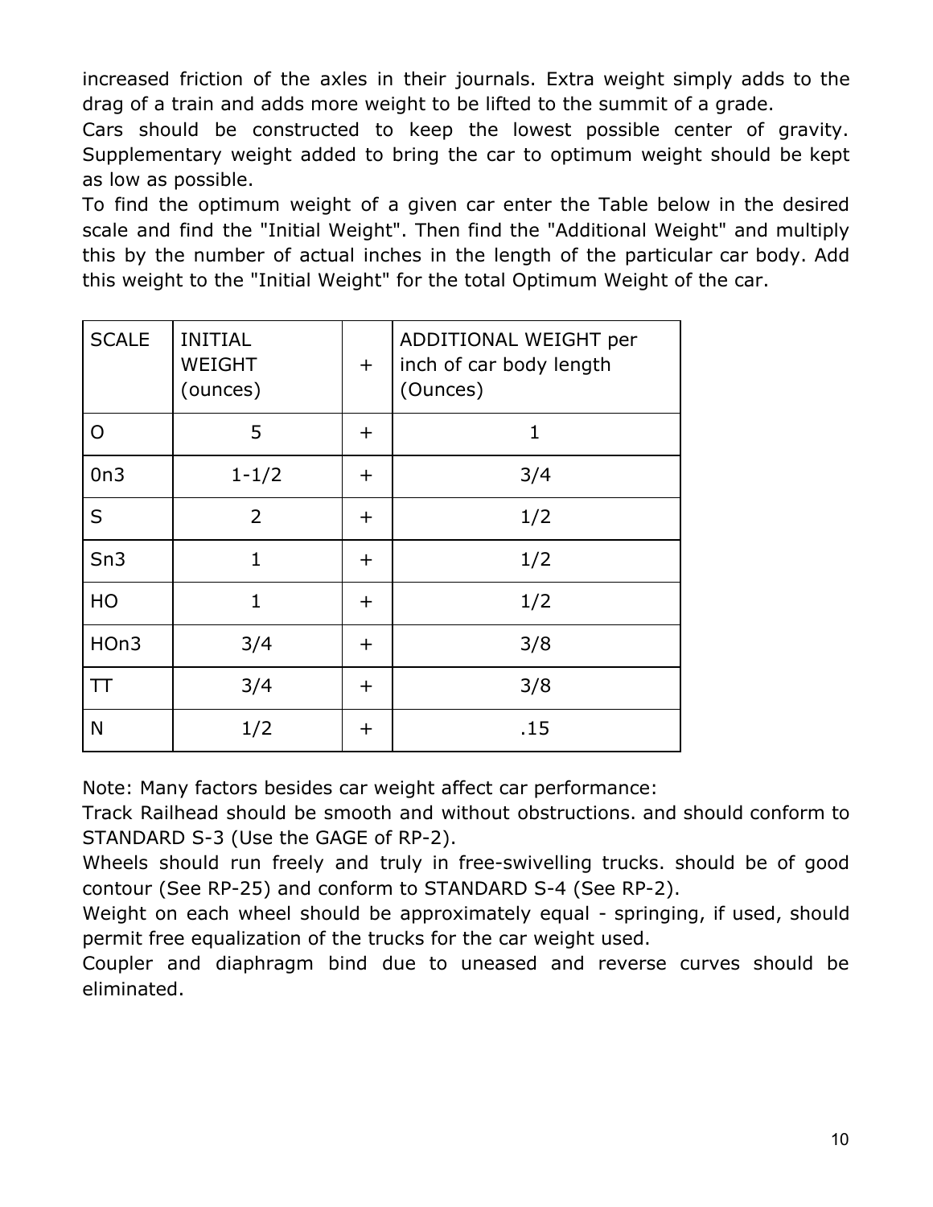increased friction of the axles in their journals. Extra weight simply adds to the drag of a train and adds more weight to be lifted to the summit of a grade.

Cars should be constructed to keep the lowest possible center of gravity. Supplementary weight added to bring the car to optimum weight should be kept as low as possible.

To find the optimum weight of a given car enter the Table below in the desired scale and find the "Initial Weight". Then find the "Additional Weight" and multiply this by the number of actual inches in the length of the particular car body. Add this weight to the "Initial Weight" for the total Optimum Weight of the car.

| SCALE | INITIAL WEIGHT (ounces) | + | ADDITIONAL WEIGHT per inch of car body length (Ounces) |
|---|---|---|---|
| O | 5 | + | 1 |
| 0n3 | 1-1/2 | + | 3/4 |
| S | 2 | + | 1/2 |
| Sn3 | 1 | + | 1/2 |
| HO | 1 | + | 1/2 |
| HOn3 | 3/4 | + | 3/8 |
| TT | 3/4 | + | 3/8 |
| N | 1/2 | + | .15 |

Note: Many factors besides car weight affect car performance:

Track Railhead should be smooth and without obstructions. and should conform to STANDARD S-3 (Use the GAGE of RP-2).

Wheels should run freely and truly in free-swivelling trucks. should be of good contour (See RP-25) and conform to STANDARD S-4 (See RP-2).

Weight on each wheel should be approximately equal - springing, if used, should permit free equalization of the trucks for the car weight used.

Coupler and diaphragm bind due to uneased and reverse curves should be eliminated.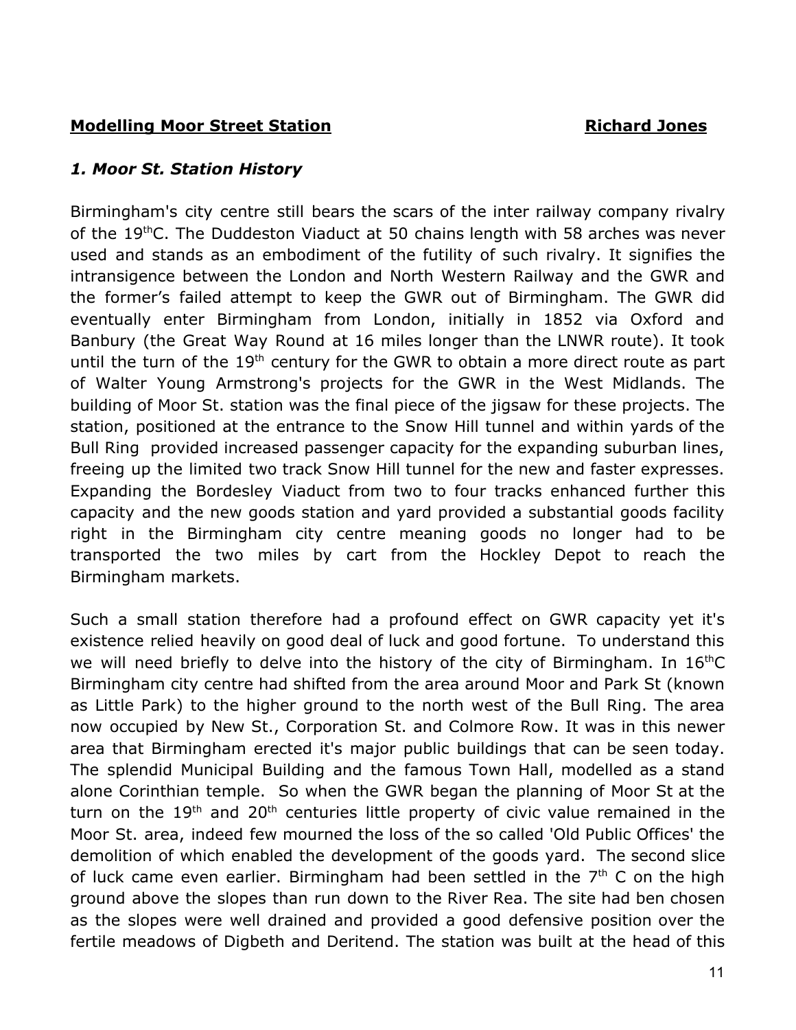**Modelling Moor Street Station** **Richard Jones**

### *1. Moor St. Station History*

Birmingham's city centre still bears the scars of the inter railway company rivalry of the 19thC. The Duddeston Viaduct at 50 chains length with 58 arches was never used and stands as an embodiment of the futility of such rivalry. It signifies the intransigence between the London and North Western Railway and the GWR and the former's failed attempt to keep the GWR out of Birmingham. The GWR did eventually enter Birmingham from London, initially in 1852 via Oxford and Banbury (the Great Way Round at 16 miles longer than the LNWR route). It took until the turn of the 19th century for the GWR to obtain a more direct route as part of Walter Young Armstrong's projects for the GWR in the West Midlands. The building of Moor St. station was the final piece of the jigsaw for these projects. The station, positioned at the entrance to the Snow Hill tunnel and within yards of the Bull Ring provided increased passenger capacity for the expanding suburban lines, freeing up the limited two track Snow Hill tunnel for the new and faster expresses. Expanding the Bordesley Viaduct from two to four tracks enhanced further this capacity and the new goods station and yard provided a substantial goods facility right in the Birmingham city centre meaning goods no longer had to be transported the two miles by cart from the Hockley Depot to reach the Birmingham markets.

Such a small station therefore had a profound effect on GWR capacity yet it's existence relied heavily on good deal of luck and good fortune. To understand this we will need briefly to delve into the history of the city of Birmingham. In 16thC Birmingham city centre had shifted from the area around Moor and Park St (known as Little Park) to the higher ground to the north west of the Bull Ring. The area now occupied by New St., Corporation St. and Colmore Row. It was in this newer area that Birmingham erected it's major public buildings that can be seen today. The splendid Municipal Building and the famous Town Hall, modelled as a stand alone Corinthian temple. So when the GWR began the planning of Moor St at the turn on the 19th and 20th centuries little property of civic value remained in the Moor St. area, indeed few mourned the loss of the so called 'Old Public Offices' the demolition of which enabled the development of the goods yard. The second slice of luck came even earlier. Birmingham had been settled in the 7th C on the high ground above the slopes than run down to the River Rea. The site had ben chosen as the slopes were well drained and provided a good defensive position over the fertile meadows of Digbeth and Deritend. The station was built at the head of this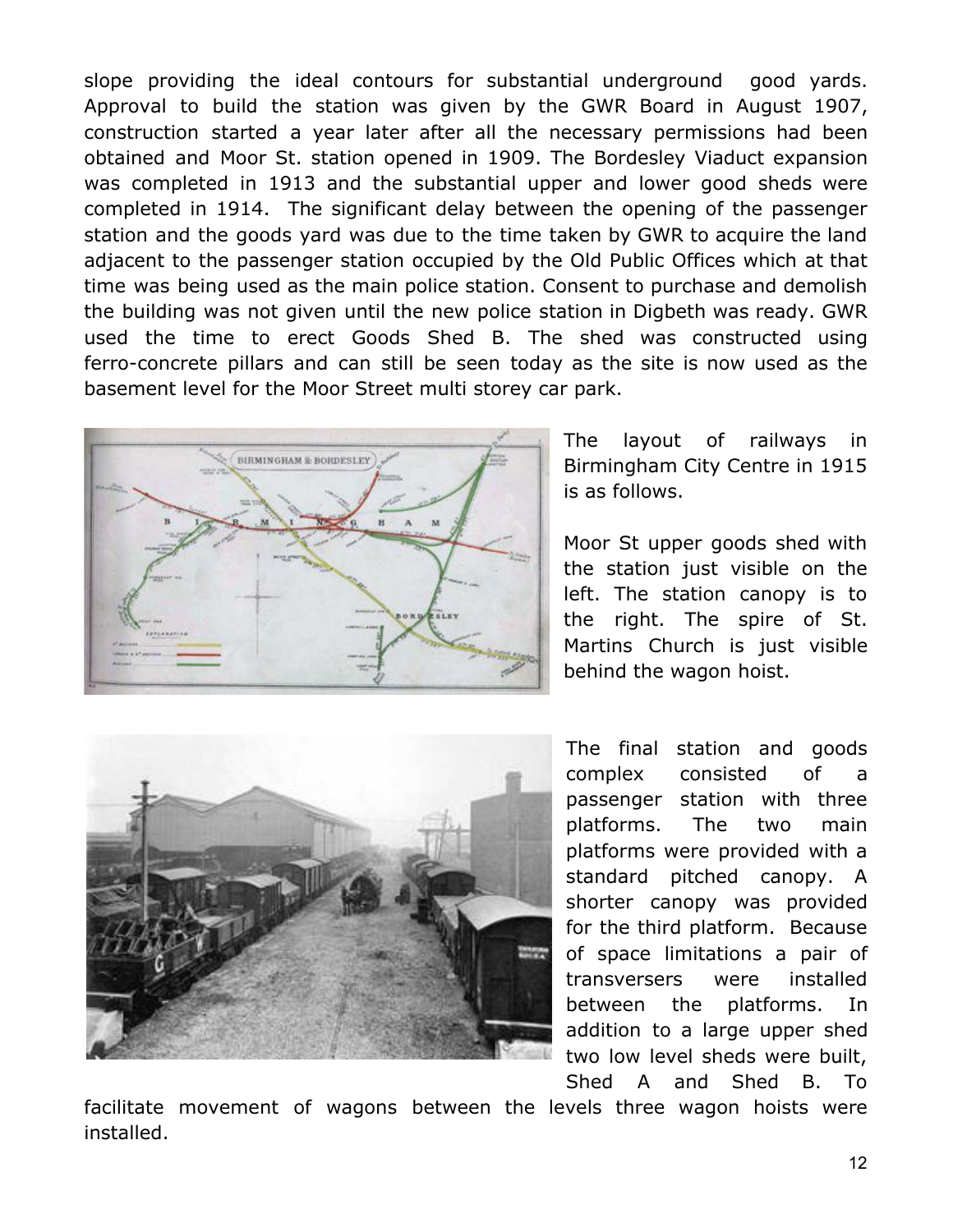slope providing the ideal contours for substantial underground good yards. Approval to build the station was given by the GWR Board in August 1907, construction started a year later after all the necessary permissions had been obtained and Moor St. station opened in 1909. The Bordesley Viaduct expansion was completed in 1913 and the substantial upper and lower good sheds were completed in 1914. The significant delay between the opening of the passenger station and the goods yard was due to the time taken by GWR to acquire the land adjacent to the passenger station occupied by the Old Public Offices which at that time was being used as the main police station. Consent to purchase and demolish the building was not given until the new police station in Digbeth was ready. GWR used the time to erect Goods Shed B. The shed was constructed using ferro-concrete pillars and can still be seen today as the site is now used as the basement level for the Moor Street multi storey car park.

The layout of railways in Birmingham City Centre in 1915 is as follows.

Moor St upper goods shed with the station just visible on the left. The station canopy is to the right. The spire of St. Martins Church is just visible behind the wagon hoist.

The final station and goods complex consisted of a passenger station with three platforms. The two main platforms were provided with a standard pitched canopy. A shorter canopy was provided for the third platform. Because of space limitations a pair of transversers were installed between the platforms. In addition to a large upper shed two low level sheds were built, Shed A and Shed B. To facilitate movement of wagons between the levels three wagon hoists were installed.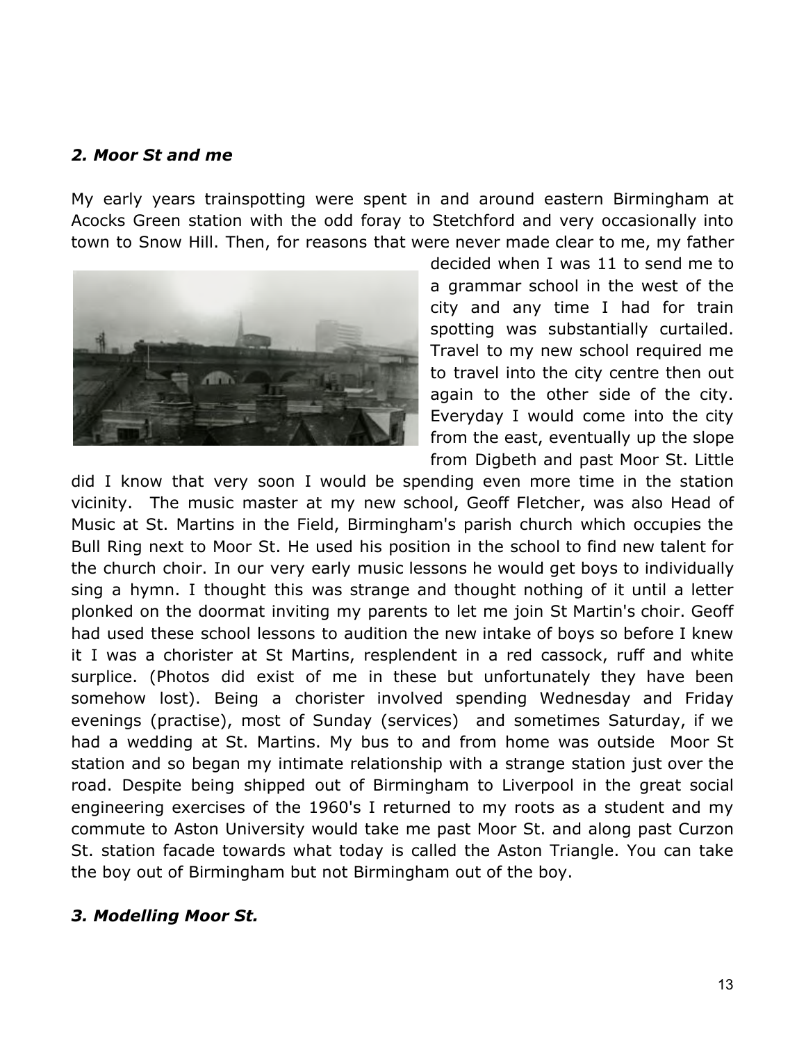### *2. Moor St and me*

My early years trainspotting were spent in and around eastern Birmingham at Acocks Green station with the odd foray to Stetchford and very occasionally into town to Snow Hill. Then, for reasons that were never made clear to me, my father decided when I was 11 to send me to a grammar school in the west of the city and any time I had for train spotting was substantially curtailed. Travel to my new school required me to travel into the city centre then out again to the other side of the city. Everyday I would come into the city from the east, eventually up the slope from Digbeth and past Moor St. Little did I know that very soon I would be spending even more time in the station vicinity. The music master at my new school, Geoff Fletcher, was also Head of Music at St. Martins in the Field, Birmingham's parish church which occupies the Bull Ring next to Moor St. He used his position in the school to find new talent for the church choir. In our very early music lessons he would get boys to individually sing a hymn. I thought this was strange and thought nothing of it until a letter plonked on the doormat inviting my parents to let me join St Martin's choir. Geoff had used these school lessons to audition the new intake of boys so before I knew it I was a chorister at St Martins, resplendent in a red cassock, ruff and white surplice. (Photos did exist of me in these but unfortunately they have been somehow lost). Being a chorister involved spending Wednesday and Friday evenings (practise), most of Sunday (services) and sometimes Saturday, if we had a wedding at St. Martins. My bus to and from home was outside Moor St station and so began my intimate relationship with a strange station just over the road. Despite being shipped out of Birmingham to Liverpool in the great social engineering exercises of the 1960's I returned to my roots as a student and my commute to Aston University would take me past Moor St. and along past Curzon St. station facade towards what today is called the Aston Triangle. You can take the boy out of Birmingham but not Birmingham out of the boy.

### *3. Modelling Moor St.*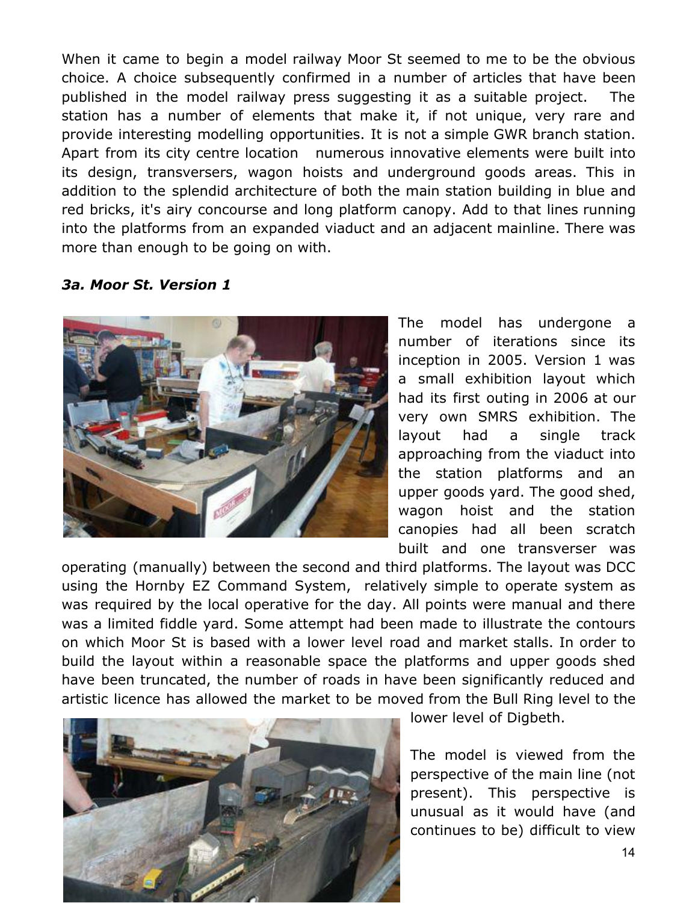When it came to begin a model railway Moor St seemed to me to be the obvious choice. A choice subsequently confirmed in a number of articles that have been published in the model railway press suggesting it as a suitable project. The station has a number of elements that make it, if not unique, very rare and provide interesting modelling opportunities. It is not a simple GWR branch station. Apart from its city centre location numerous innovative elements were built into its design, transversers, wagon hoists and underground goods areas. This in addition to the splendid architecture of both the main station building in blue and red bricks, it's airy concourse and long platform canopy. Add to that lines running into the platforms from an expanded viaduct and an adjacent mainline. There was more than enough to be going on with.

### *3a. Moor St. Version 1*

The model has undergone a number of iterations since its inception in 2005. Version 1 was a small exhibition layout which had its first outing in 2006 at our very own SMRS exhibition. The layout had a single track approaching from the viaduct into the station platforms and an upper goods yard. The good shed, wagon hoist and the station canopies had all been scratch built and one transverser was operating (manually) between the second and third platforms. The layout was DCC using the Hornby EZ Command System, relatively simple to operate system as was required by the local operative for the day. All points were manual and there was a limited fiddle yard. Some attempt had been made to illustrate the contours on which Moor St is based with a lower level road and market stalls. In order to build the layout within a reasonable space the platforms and upper goods shed have been truncated, the number of roads in have been significantly reduced and artistic licence has allowed the market to be moved from the Bull Ring level to the lower level of Digbeth.

The model is viewed from the perspective of the main line (not present). This perspective is unusual as it would have (and continues to be) difficult to view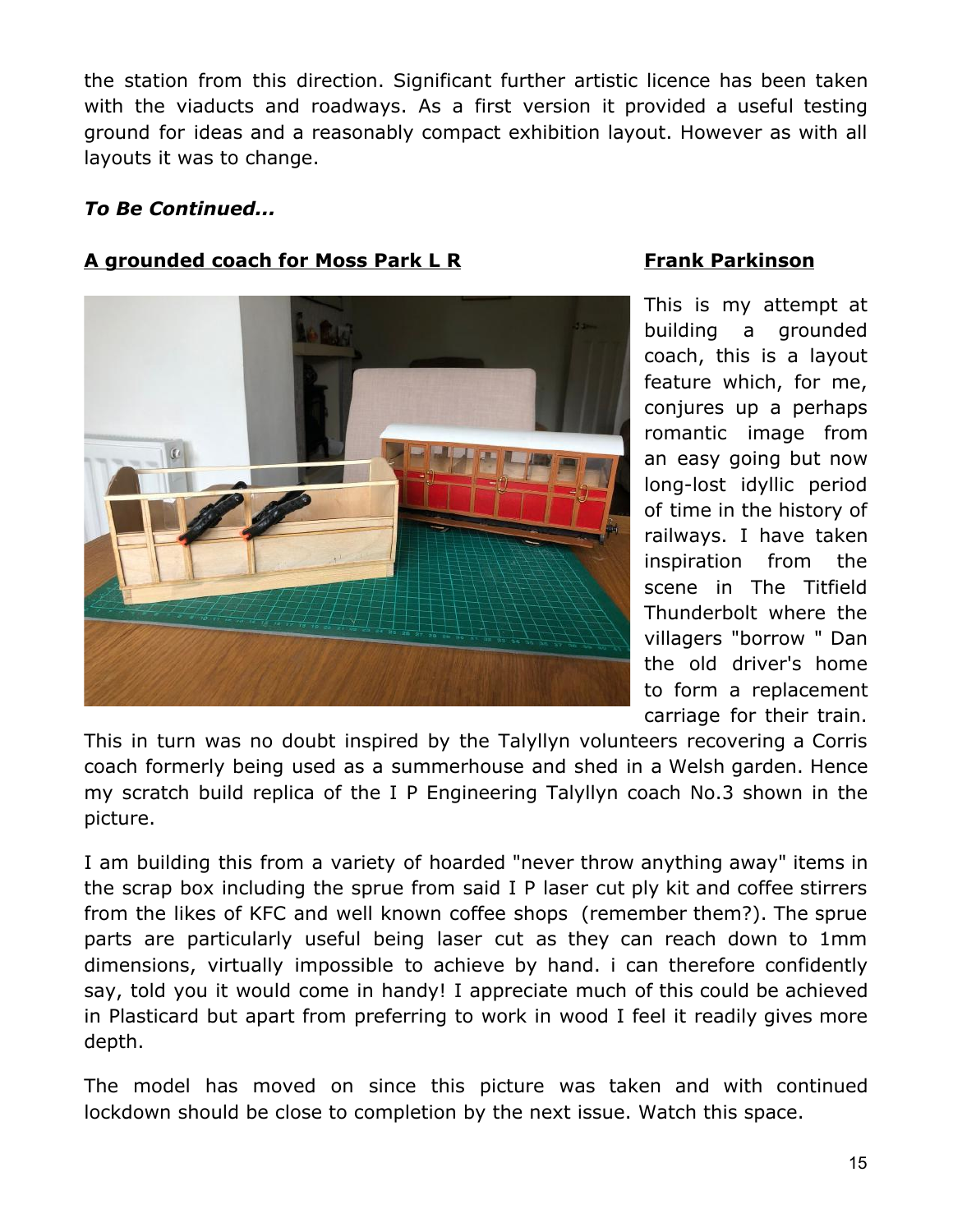the station from this direction. Significant further artistic licence has been taken with the viaducts and roadways. As a first version it provided a useful testing ground for ideas and a reasonably compact exhibition layout. However as with all layouts it was to change.

***To Be Continued...***

## A grounded coach for Moss Park L R

**Frank Parkinson**

This is my attempt at building a grounded coach, this is a layout feature which, for me, conjures up a perhaps romantic image from an easy going but now long-lost idyllic period of time in the history of railways. I have taken inspiration from the scene in The Titfield Thunderbolt where the villagers "borrow " Dan the old driver's home to form a replacement carriage for their train. This in turn was no doubt inspired by the Talyllyn volunteers recovering a Corris coach formerly being used as a summerhouse and shed in a Welsh garden. Hence my scratch build replica of the I P Engineering Talyllyn coach No.3 shown in the picture.

I am building this from a variety of hoarded "never throw anything away" items in the scrap box including the sprue from said I P laser cut ply kit and coffee stirrers from the likes of KFC and well known coffee shops (remember them?). The sprue parts are particularly useful being laser cut as they can reach down to 1mm dimensions, virtually impossible to achieve by hand. i can therefore confidently say, told you it would come in handy! I appreciate much of this could be achieved in Plasticard but apart from preferring to work in wood I feel it readily gives more depth.

The model has moved on since this picture was taken and with continued lockdown should be close to completion by the next issue. Watch this space.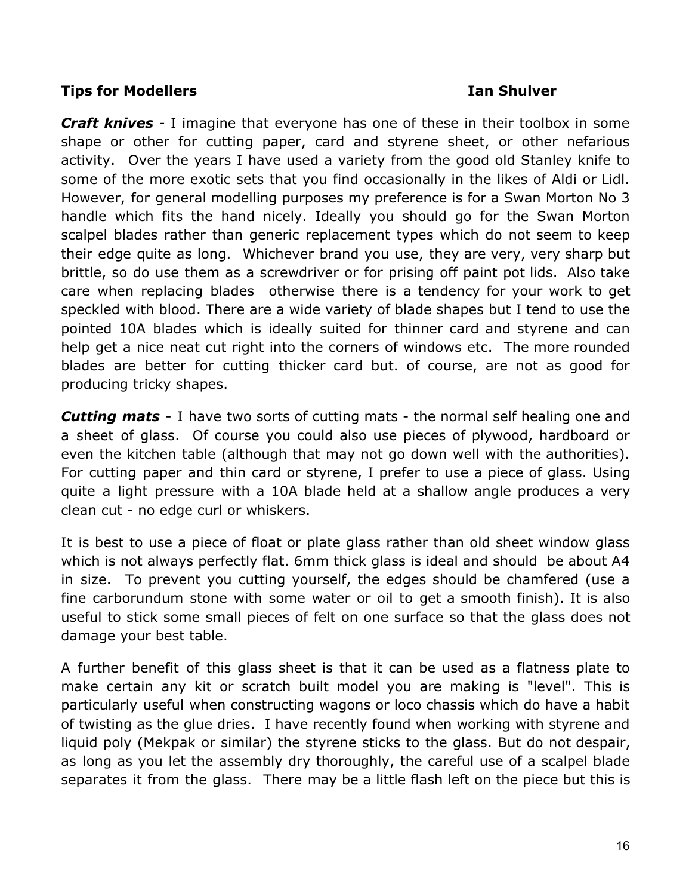**Tips for Modellers** **Ian Shulver**

***Craft knives*** - I imagine that everyone has one of these in their toolbox in some shape or other for cutting paper, card and styrene sheet, or other nefarious activity. Over the years I have used a variety from the good old Stanley knife to some of the more exotic sets that you find occasionally in the likes of Aldi or Lidl. However, for general modelling purposes my preference is for a Swan Morton No 3 handle which fits the hand nicely. Ideally you should go for the Swan Morton scalpel blades rather than generic replacement types which do not seem to keep their edge quite as long. Whichever brand you use, they are very, very sharp but brittle, so do use them as a screwdriver or for prising off paint pot lids. Also take care when replacing blades otherwise there is a tendency for your work to get speckled with blood. There are a wide variety of blade shapes but I tend to use the pointed 10A blades which is ideally suited for thinner card and styrene and can help get a nice neat cut right into the corners of windows etc. The more rounded blades are better for cutting thicker card but. of course, are not as good for producing tricky shapes.

***Cutting mats*** - I have two sorts of cutting mats - the normal self healing one and a sheet of glass. Of course you could also use pieces of plywood, hardboard or even the kitchen table (although that may not go down well with the authorities). For cutting paper and thin card or styrene, I prefer to use a piece of glass. Using quite a light pressure with a 10A blade held at a shallow angle produces a very clean cut - no edge curl or whiskers.

It is best to use a piece of float or plate glass rather than old sheet window glass which is not always perfectly flat. 6mm thick glass is ideal and should be about A4 in size. To prevent you cutting yourself, the edges should be chamfered (use a fine carborundum stone with some water or oil to get a smooth finish). It is also useful to stick some small pieces of felt on one surface so that the glass does not damage your best table.

A further benefit of this glass sheet is that it can be used as a flatness plate to make certain any kit or scratch built model you are making is "level". This is particularly useful when constructing wagons or loco chassis which do have a habit of twisting as the glue dries. I have recently found when working with styrene and liquid poly (Mekpak or similar) the styrene sticks to the glass. But do not despair, as long as you let the assembly dry thoroughly, the careful use of a scalpel blade separates it from the glass. There may be a little flash left on the piece but this is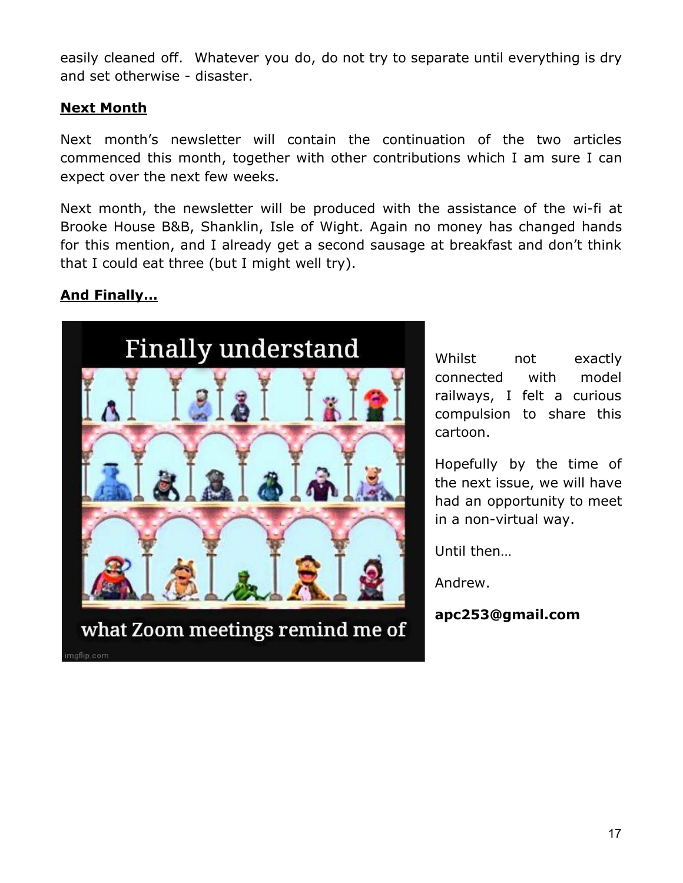easily cleaned off. Whatever you do, do not try to separate until everything is dry and set otherwise - disaster.

## **Next Month**

Next month's newsletter will contain the continuation of the two articles commenced this month, together with other contributions which I am sure I can expect over the next few weeks.

Next month, the newsletter will be produced with the assistance of the wi-fi at Brooke House B&B, Shanklin, Isle of Wight. Again no money has changed hands for this mention, and I already get a second sausage at breakfast and don't think that I could eat three (but I might well try).

## **And Finally…**

Finally understand

what Zoom meetings remind me of

Whilst not exactly connected with model railways, I felt a curious compulsion to share this cartoon.

Hopefully by the time of the next issue, we will have had an opportunity to meet in a non-virtual way.

Until then…

Andrew.

**apc253@gmail.com**